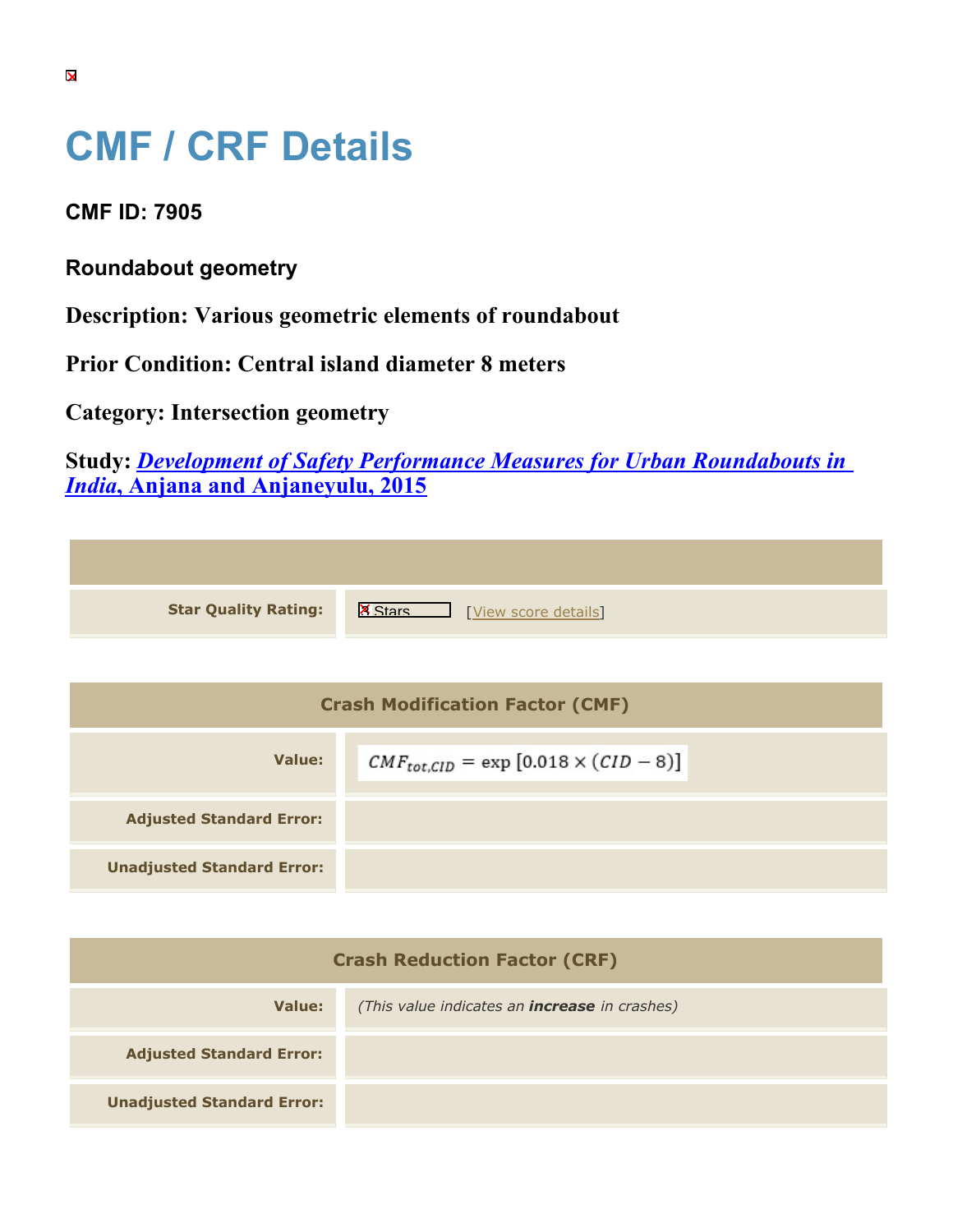# CMF / CRF Details

**CMF ID: 7905**

**Roundabout geometry**

**Description: Various geometric elements of roundabout**

**Prior Condition: Central island diameter 8 meters**

**Category: Intersection geometry**

**Study: *Development of Safety Performance Measures for Urban Roundabouts in India*, Anjana and Anjaneyulu, 2015**

| | |
|---|---|
| **Star Quality Rating:** | Stars [View score details] |

| Crash Modification Factor (CMF) | |
|---|---|
| **Value:** | $CMF_{tot,CID} = \exp\left[0.018 \times (CID - 8)\right]$ |
| **Adjusted Standard Error:** | |
| **Unadjusted Standard Error:** | |

| Crash Reduction Factor (CRF) | |
|---|---|
| **Value:** | *(This value indicates an **increase** in crashes)* |
| **Adjusted Standard Error:** | |
| **Unadjusted Standard Error:** | |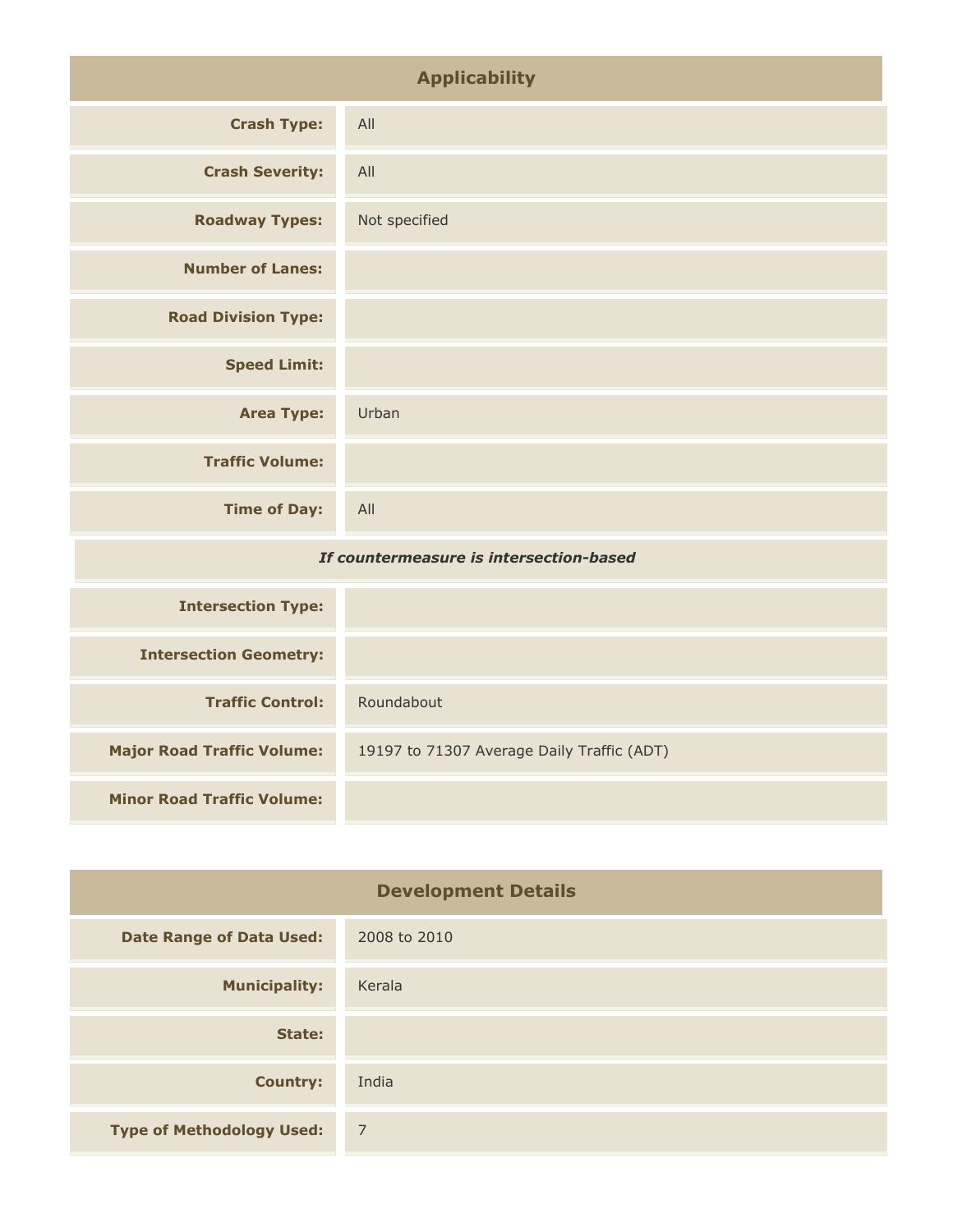## Applicability

| | |
|---|---|
| **Crash Type:** | All |
| **Crash Severity:** | All |
| **Roadway Types:** | Not specified |
| **Number of Lanes:** | |
| **Road Division Type:** | |
| **Speed Limit:** | |
| **Area Type:** | Urban |
| **Traffic Volume:** | |
| **Time of Day:** | All |
| ***If countermeasure is intersection-based*** | |
| **Intersection Type:** | |
| **Intersection Geometry:** | |
| **Traffic Control:** | Roundabout |
| **Major Road Traffic Volume:** | 19197 to 71307 Average Daily Traffic (ADT) |
| **Minor Road Traffic Volume:** | |

## Development Details

| | |
|---|---|
| **Date Range of Data Used:** | 2008 to 2010 |
| **Municipality:** | Kerala |
| **State:** | |
| **Country:** | India |
| **Type of Methodology Used:** | 7 |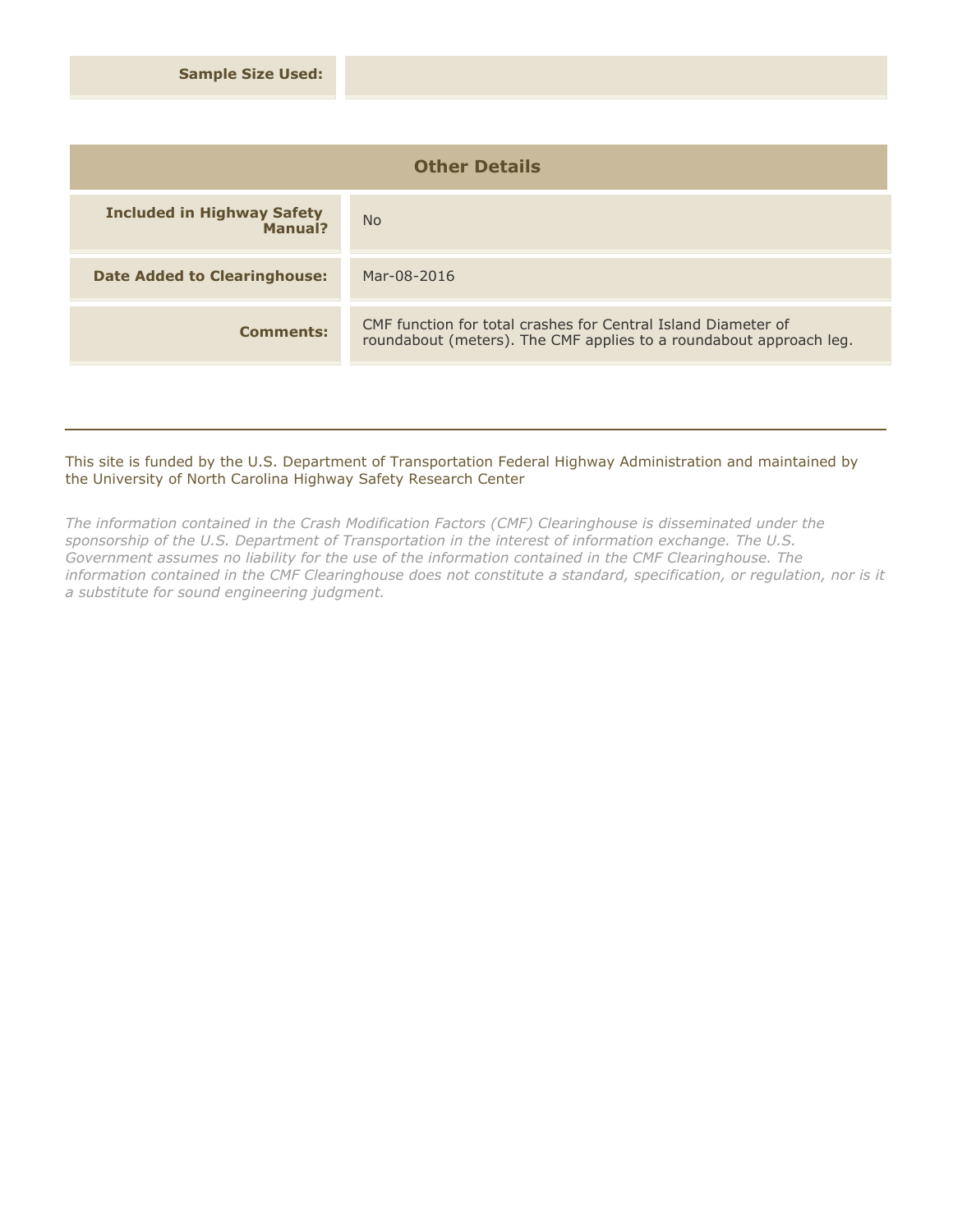| | |
|---|---|
| **Sample Size Used:** | |

## Other Details

| | |
|---|---|
| **Included in Highway Safety Manual?** | No |
| **Date Added to Clearinghouse:** | Mar-08-2016 |
| **Comments:** | CMF function for total crashes for Central Island Diameter of roundabout (meters). The CMF applies to a roundabout approach leg. |

---

This site is funded by the U.S. Department of Transportation Federal Highway Administration and maintained by the University of North Carolina Highway Safety Research Center

*The information contained in the Crash Modification Factors (CMF) Clearinghouse is disseminated under the sponsorship of the U.S. Department of Transportation in the interest of information exchange. The U.S. Government assumes no liability for the use of the information contained in the CMF Clearinghouse. The information contained in the CMF Clearinghouse does not constitute a standard, specification, or regulation, nor is it a substitute for sound engineering judgment.*